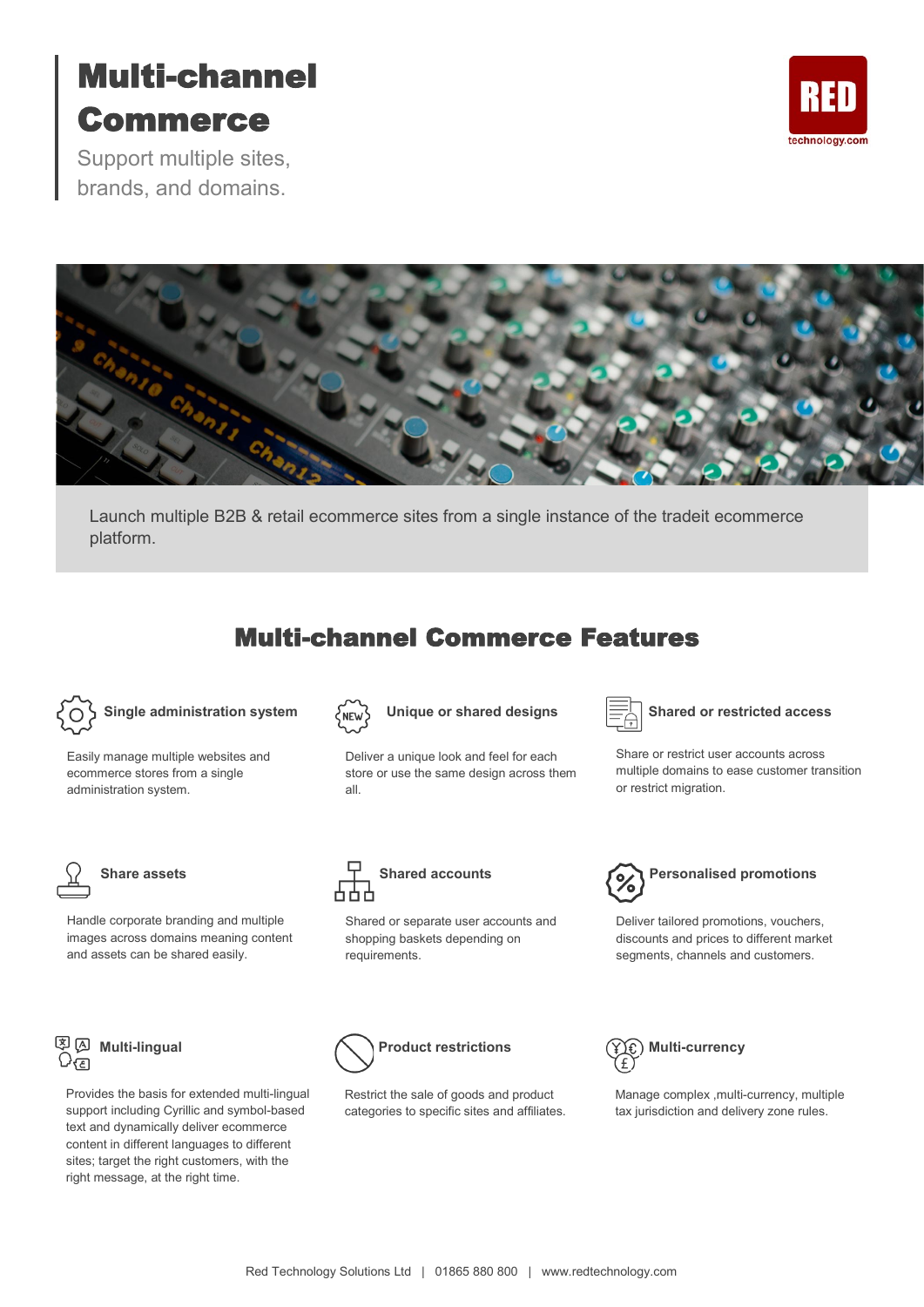# Multi-channel Commerce

Support multiple sites, brands, and domains.

RED technology.com

Launch multiple B2B & retail ecommerce sites from a single instance of the tradeit ecommerce platform.

## Multi-channel Commerce Features

### Single administration system

Easily manage multiple websites and ecommerce stores from a single administration system.

### Unique or shared designs

Deliver a unique look and feel for each store or use the same design across them all.

### Shared or restricted access

Share or restrict user accounts across multiple domains to ease customer transition or restrict migration.

### Share assets

Handle corporate branding and multiple images across domains meaning content and assets can be shared easily.

### Shared accounts

Shared or separate user accounts and shopping baskets depending on requirements.

### Personalised promotions

Deliver tailored promotions, vouchers, discounts and prices to different market segments, channels and customers.

### Multi-lingual

Provides the basis for extended multi-lingual support including Cyrillic and symbol-based text and dynamically deliver ecommerce content in different languages to different sites; target the right customers, with the right message, at the right time.

### Product restrictions

Restrict the sale of goods and product categories to specific sites and affiliates.

### Multi-currency

Manage complex ,multi-currency, multiple tax jurisdiction and delivery zone rules.

Red Technology Solutions Ltd | 01865 880 800 | www.redtechnology.com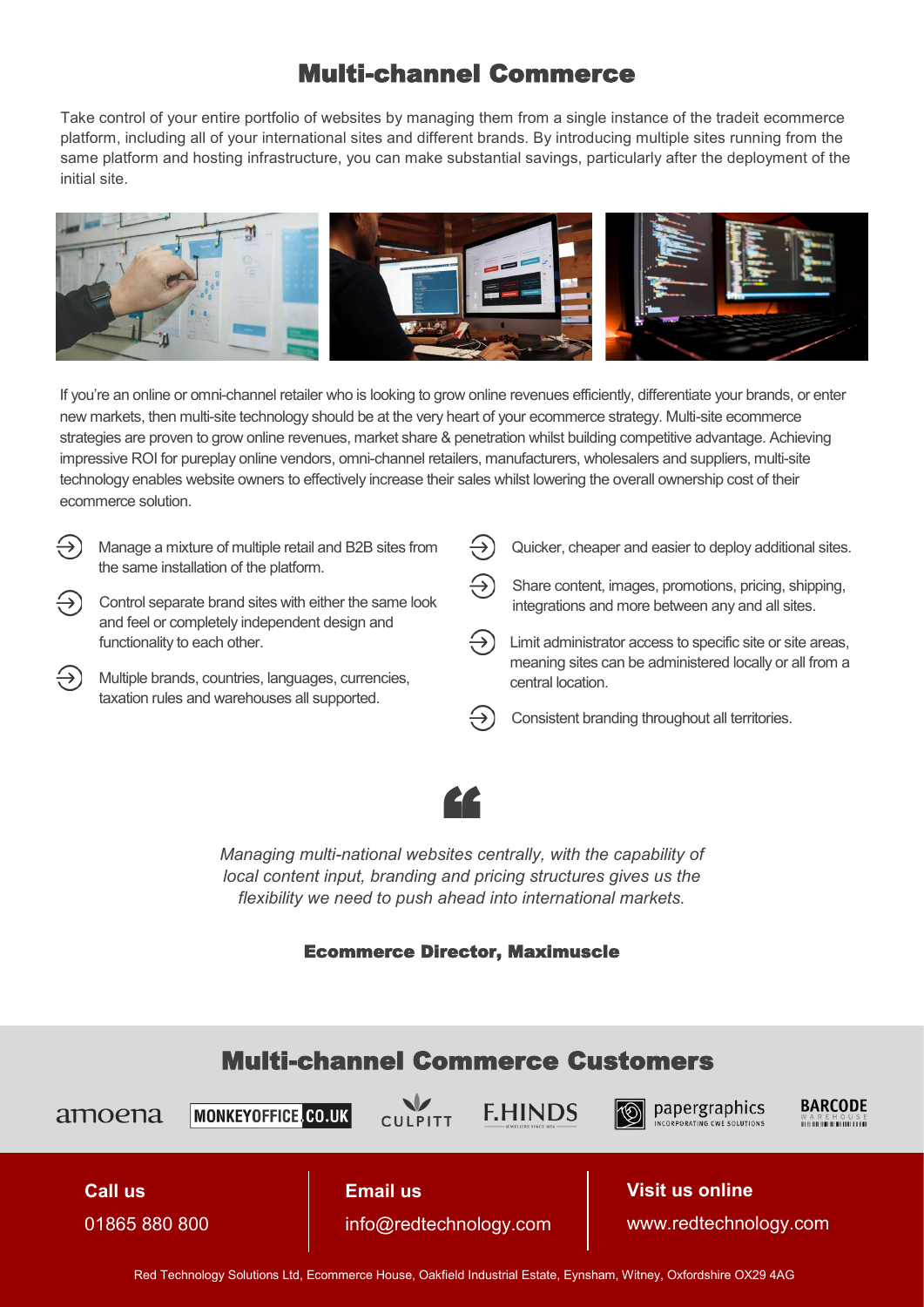# Multi-channel Commerce

Take control of your entire portfolio of websites by managing them from a single instance of the tradeit ecommerce platform, including all of your international sites and different brands. By introducing multiple sites running from the same platform and hosting infrastructure, you can make substantial savings, particularly after the deployment of the initial site.

If you're an online or omni-channel retailer who is looking to grow online revenues efficiently, differentiate your brands, or enter new markets, then multi-site technology should be at the very heart of your ecommerce strategy. Multi-site ecommerce strategies are proven to grow online revenues, market share & penetration whilst building competitive advantage. Achieving impressive ROI for pureplay online vendors, omni-channel retailers, manufacturers, wholesalers and suppliers, multi-site technology enables website owners to effectively increase their sales whilst lowering the overall ownership cost of their ecommerce solution.

- Manage a mixture of multiple retail and B2B sites from the same installation of the platform.
- Control separate brand sites with either the same look and feel or completely independent design and functionality to each other.
- Multiple brands, countries, languages, currencies, taxation rules and warehouses all supported.
- Quicker, cheaper and easier to deploy additional sites.
- Share content, images, promotions, pricing, shipping, integrations and more between any and all sites.
- Limit administrator access to specific site or site areas, meaning sites can be administered locally or all from a central location.
- Consistent branding throughout all territories.

> *Managing multi-national websites centrally, with the capability of local content input, branding and pricing structures gives us the flexibility we need to push ahead into international markets.*
>
> **Ecommerce Director, Maximuscle**

## Multi-channel Commerce Customers

amoena · MONKEYOFFICE.CO.UK · CULPITT · F.HINDS · papergraphics · BARCODE WAREHOUSE

**Call us**
01865 880 800

**Email us**
info@redtechnology.com

**Visit us online**
www.redtechnology.com

Red Technology Solutions Ltd, Ecommerce House, Oakfield Industrial Estate, Eynsham, Witney, Oxfordshire OX29 4AG